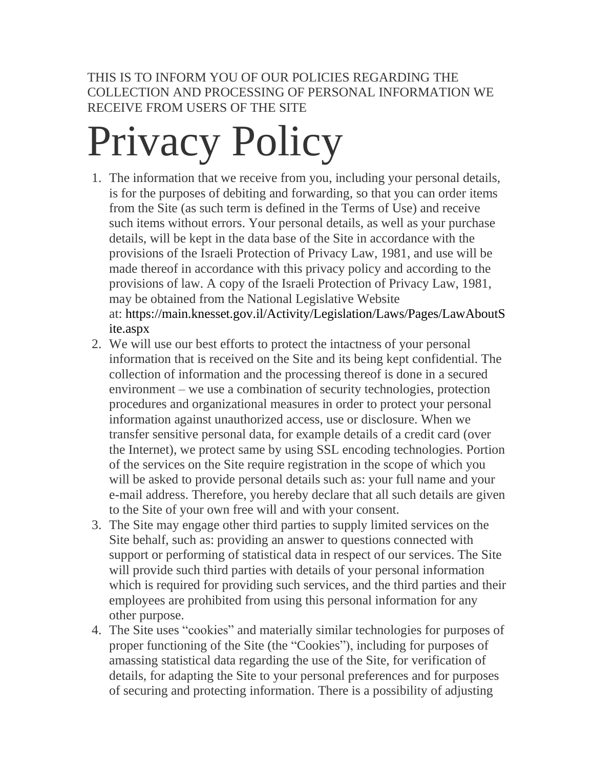THIS IS TO INFORM YOU OF OUR POLICIES REGARDING THE COLLECTION AND PROCESSING OF PERSONAL INFORMATION WE RECEIVE FROM USERS OF THE SITE

# Privacy Policy

1. The information that we receive from you, including your personal details, is for the purposes of debiting and forwarding, so that you can order items from the Site (as such term is defined in the Terms of Use) and receive such items without errors. Your personal details, as well as your purchase details, will be kept in the data base of the Site in accordance with the provisions of the Israeli Protection of Privacy Law, 1981, and use will be made thereof in accordance with this privacy policy and according to the provisions of law. A copy of the Israeli Protection of Privacy Law, 1981, may be obtained from the National Legislative Website at: https://main.knesset.gov.il/Activity/Legislation/Laws/Pages/LawAboutSite.aspx
2. We will use our best efforts to protect the intactness of your personal information that is received on the Site and its being kept confidential. The collection of information and the processing thereof is done in a secured environment – we use a combination of security technologies, protection procedures and organizational measures in order to protect your personal information against unauthorized access, use or disclosure. When we transfer sensitive personal data, for example details of a credit card (over the Internet), we protect same by using SSL encoding technologies. Portion of the services on the Site require registration in the scope of which you will be asked to provide personal details such as: your full name and your e-mail address. Therefore, you hereby declare that all such details are given to the Site of your own free will and with your consent.
3. The Site may engage other third parties to supply limited services on the Site behalf, such as: providing an answer to questions connected with support or performing of statistical data in respect of our services. The Site will provide such third parties with details of your personal information which is required for providing such services, and the third parties and their employees are prohibited from using this personal information for any other purpose.
4. The Site uses "cookies" and materially similar technologies for purposes of proper functioning of the Site (the "Cookies"), including for purposes of amassing statistical data regarding the use of the Site, for verification of details, for adapting the Site to your personal preferences and for purposes of securing and protecting information. There is a possibility of adjusting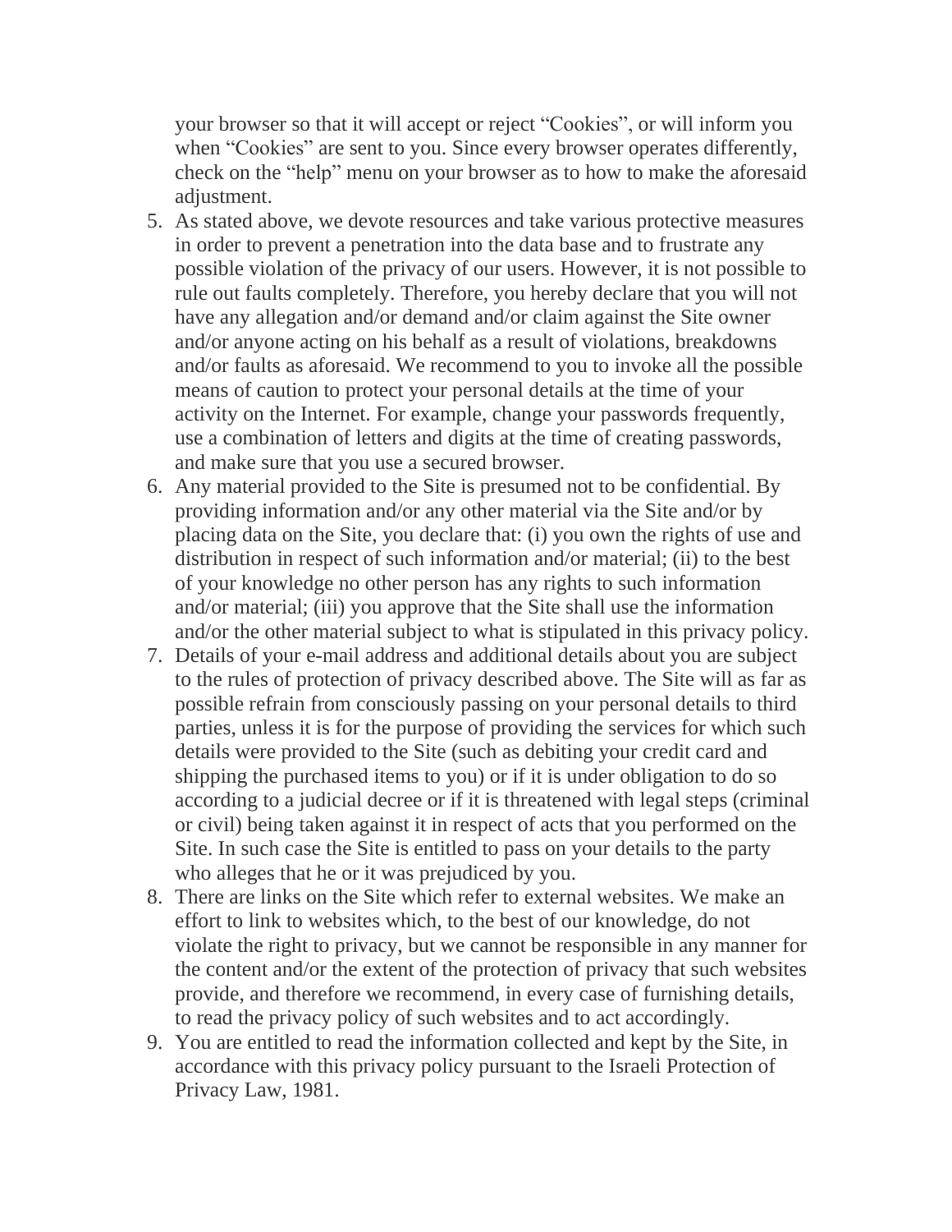your browser so that it will accept or reject “Cookies”, or will inform you when “Cookies” are sent to you. Since every browser operates differently, check on the “help” menu on your browser as to how to make the aforesaid adjustment.

5. As stated above, we devote resources and take various protective measures in order to prevent a penetration into the data base and to frustrate any possible violation of the privacy of our users. However, it is not possible to rule out faults completely. Therefore, you hereby declare that you will not have any allegation and/or demand and/or claim against the Site owner and/or anyone acting on his behalf as a result of violations, breakdowns and/or faults as aforesaid. We recommend to you to invoke all the possible means of caution to protect your personal details at the time of your activity on the Internet. For example, change your passwords frequently, use a combination of letters and digits at the time of creating passwords, and make sure that you use a secured browser.
6. Any material provided to the Site is presumed not to be confidential. By providing information and/or any other material via the Site and/or by placing data on the Site, you declare that: (i) you own the rights of use and distribution in respect of such information and/or material; (ii) to the best of your knowledge no other person has any rights to such information and/or material; (iii) you approve that the Site shall use the information and/or the other material subject to what is stipulated in this privacy policy.
7. Details of your e-mail address and additional details about you are subject to the rules of protection of privacy described above. The Site will as far as possible refrain from consciously passing on your personal details to third parties, unless it is for the purpose of providing the services for which such details were provided to the Site (such as debiting your credit card and shipping the purchased items to you) or if it is under obligation to do so according to a judicial decree or if it is threatened with legal steps (criminal or civil) being taken against it in respect of acts that you performed on the Site. In such case the Site is entitled to pass on your details to the party who alleges that he or it was prejudiced by you.
8. There are links on the Site which refer to external websites. We make an effort to link to websites which, to the best of our knowledge, do not violate the right to privacy, but we cannot be responsible in any manner for the content and/or the extent of the protection of privacy that such websites provide, and therefore we recommend, in every case of furnishing details, to read the privacy policy of such websites and to act accordingly.
9. You are entitled to read the information collected and kept by the Site, in accordance with this privacy policy pursuant to the Israeli Protection of Privacy Law, 1981.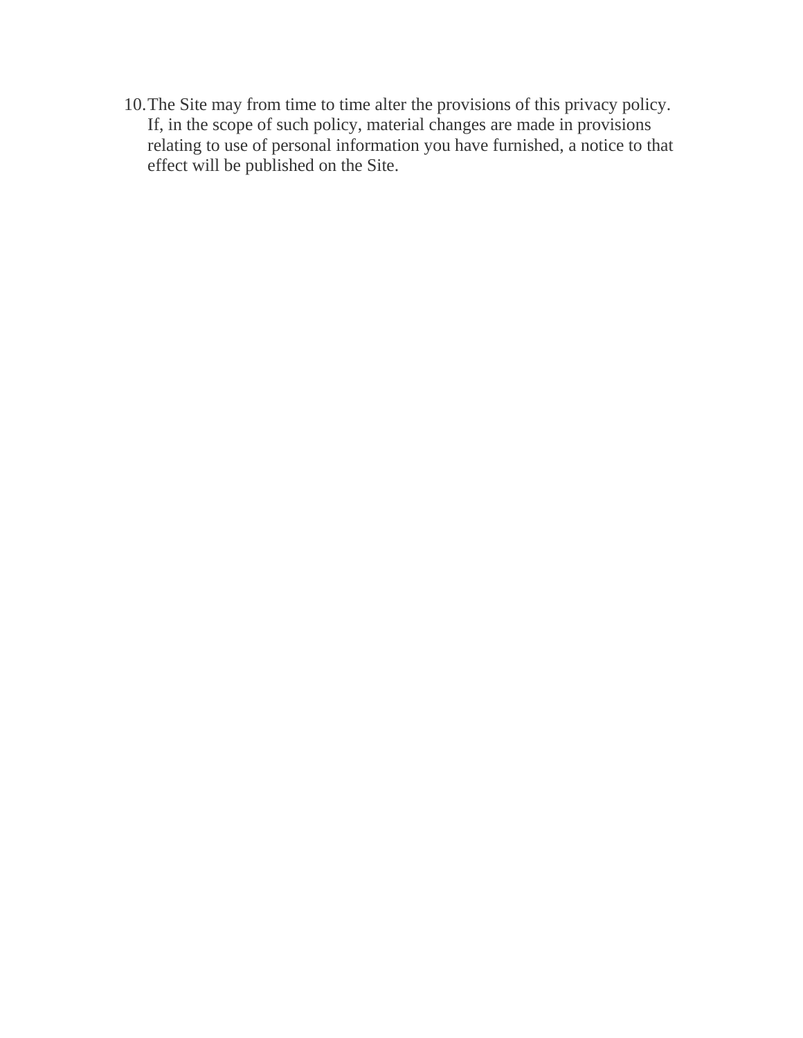10. The Site may from time to time alter the provisions of this privacy policy. If, in the scope of such policy, material changes are made in provisions relating to use of personal information you have furnished, a notice to that effect will be published on the Site.